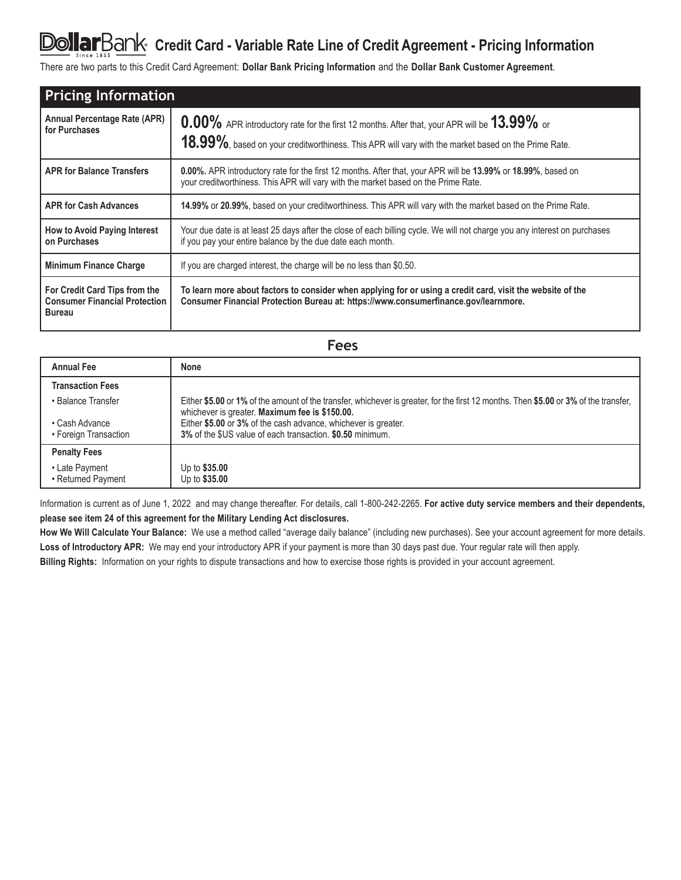# Dollar Bank Credit Card - Variable Rate Line of Credit Agreement - Pricing Information

There are two parts to this Credit Card Agreement: **Dollar Bank Pricing Information** and the **Dollar Bank Customer Agreement**.

## Pricing Information

| | |
|---|---|
| **Annual Percentage Rate (APR) for Purchases** | **0.00%** APR introductory rate for the first 12 months. After that, your APR will be **13.99%** or **18.99%**, based on your creditworthiness. This APR will vary with the market based on the Prime Rate. |
| **APR for Balance Transfers** | **0.00%.** APR introductory rate for the first 12 months. After that, your APR will be **13.99%** or **18.99%**, based on your creditworthiness. This APR will vary with the market based on the Prime Rate. |
| **APR for Cash Advances** | **14.99%** or **20.99%**, based on your creditworthiness. This APR will vary with the market based on the Prime Rate. |
| **How to Avoid Paying Interest on Purchases** | Your due date is at least 25 days after the close of each billing cycle. We will not charge you any interest on purchases if you pay your entire balance by the due date each month. |
| **Minimum Finance Charge** | If you are charged interest, the charge will be no less than $0.50. |
| **For Credit Card Tips from the Consumer Financial Protection Bureau** | **To learn more about factors to consider when applying for or using a credit card, visit the website of the Consumer Financial Protection Bureau at: https://www.consumerfinance.gov/learnmore.** |

## Fees

| **Annual Fee** | **None** |
|---|---|
| **Transaction Fees** | |
| • Balance Transfer | Either **$5.00** or **1%** of the amount of the transfer, whichever is greater, for the first 12 months. Then **$5.00** or **3%** of the transfer, whichever is greater. **Maximum fee is $150.00.** |
| • Cash Advance | Either **$5.00** or **3%** of the cash advance, whichever is greater. |
| • Foreign Transaction | **3%** of the $US value of each transaction. **$0.50** minimum. |
| **Penalty Fees** | |
| • Late Payment | Up to **$35.00** |
| • Returned Payment | Up to **$35.00** |

Information is current as of June 1, 2022 and may change thereafter. For details, call 1-800-242-2265. **For active duty service members and their dependents, please see item 24 of this agreement for the Military Lending Act disclosures.**

**How We Will Calculate Your Balance:** We use a method called "average daily balance" (including new purchases). See your account agreement for more details.

**Loss of Introductory APR:** We may end your introductory APR if your payment is more than 30 days past due. Your regular rate will then apply.

**Billing Rights:** Information on your rights to dispute transactions and how to exercise those rights is provided in your account agreement.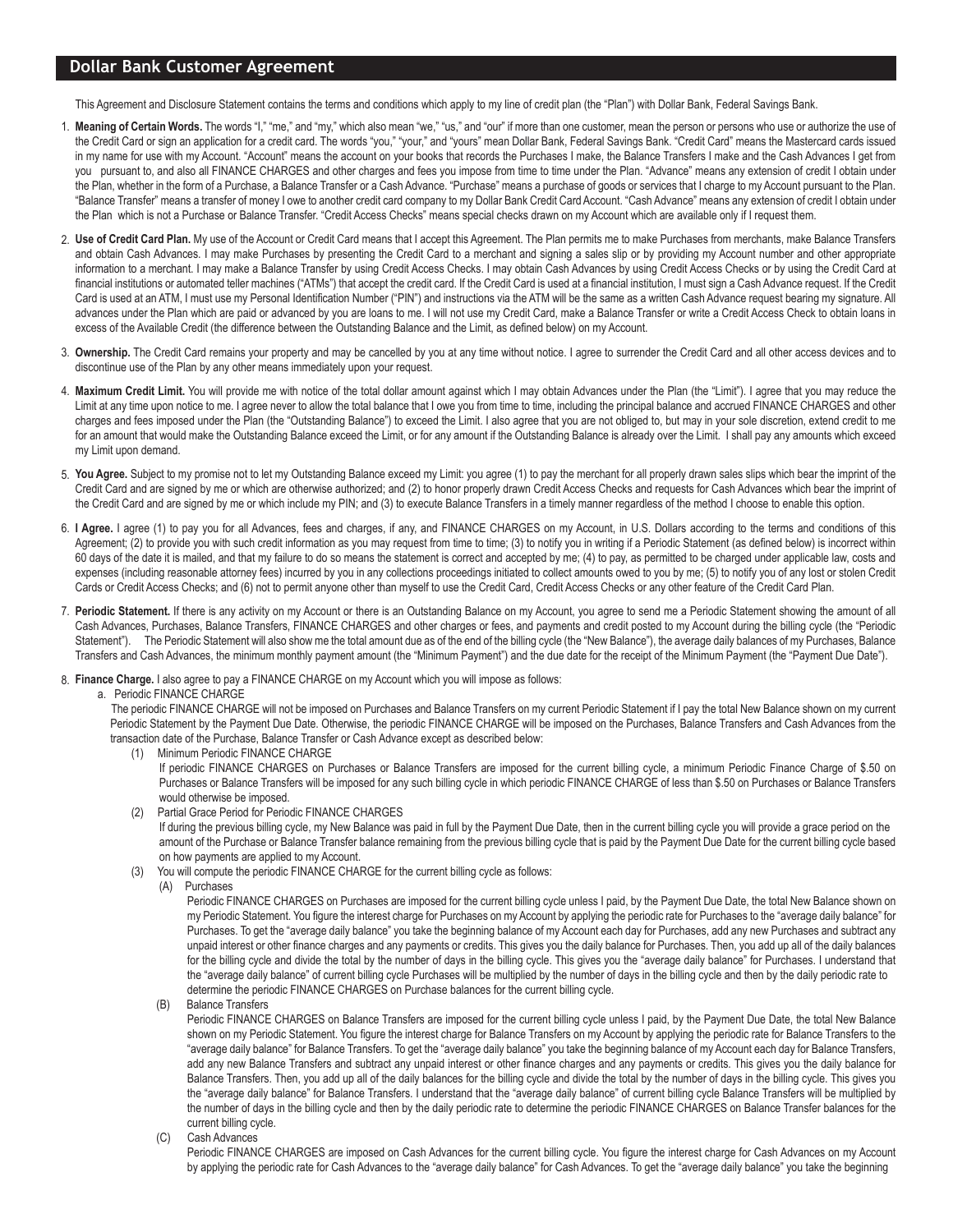## Dollar Bank Customer Agreement

This Agreement and Disclosure Statement contains the terms and conditions which apply to my line of credit plan (the "Plan") with Dollar Bank, Federal Savings Bank.

1. **Meaning of Certain Words.** The words "I," "me," and "my," which also mean "we," "us," and "our" if more than one customer, mean the person or persons who use or authorize the use of the Credit Card or sign an application for a credit card. The words "you," "your," and "yours" mean Dollar Bank, Federal Savings Bank. "Credit Card" means the Mastercard cards issued in my name for use with my Account. "Account" means the account on your books that records the Purchases I make, the Balance Transfers I make and the Cash Advances I get from you pursuant to, and also all FINANCE CHARGES and other charges and fees you impose from time to time under the Plan. "Advance" means any extension of credit I obtain under the Plan, whether in the form of a Purchase, a Balance Transfer or a Cash Advance. "Purchase" means a purchase of goods or services that I charge to my Account pursuant to the Plan. "Balance Transfer" means a transfer of money I owe to another credit card company to my Dollar Bank Credit Card Account. "Cash Advance" means any extension of credit I obtain under the Plan which is not a Purchase or Balance Transfer. "Credit Access Checks" means special checks drawn on my Account which are available only if I request them.

2. **Use of Credit Card Plan.** My use of the Account or Credit Card means that I accept this Agreement. The Plan permits me to make Purchases from merchants, make Balance Transfers and obtain Cash Advances. I may make Purchases by presenting the Credit Card to a merchant and signing a sales slip or by providing my Account number and other appropriate information to a merchant. I may make a Balance Transfer by using Credit Access Checks. I may obtain Cash Advances by using Credit Access Checks or by using the Credit Card at financial institutions or automated teller machines ("ATMs") that accept the credit card. If the Credit Card is used at a financial institution, I must sign a Cash Advance request. If the Credit Card is used at an ATM, I must use my Personal Identification Number ("PIN") and instructions via the ATM will be the same as a written Cash Advance request bearing my signature. All advances under the Plan which are paid or advanced by you are loans to me. I will not use my Credit Card, make a Balance Transfer or write a Credit Access Check to obtain loans in excess of the Available Credit (the difference between the Outstanding Balance and the Limit, as defined below) on my Account.

3. **Ownership.** The Credit Card remains your property and may be cancelled by you at any time without notice. I agree to surrender the Credit Card and all other access devices and to discontinue use of the Plan by any other means immediately upon your request.

4. **Maximum Credit Limit.** You will provide me with notice of the total dollar amount against which I may obtain Advances under the Plan (the "Limit"). I agree that you may reduce the Limit at any time upon notice to me. I agree never to allow the total balance that I owe you from time to time, including the principal balance and accrued FINANCE CHARGES and other charges and fees imposed under the Plan (the "Outstanding Balance") to exceed the Limit. I also agree that you are not obliged to, but may in your sole discretion, extend credit to me for an amount that would make the Outstanding Balance exceed the Limit, or for any amount if the Outstanding Balance is already over the Limit. I shall pay any amounts which exceed my Limit upon demand.

5. **You Agree.** Subject to my promise not to let my Outstanding Balance exceed my Limit: you agree (1) to pay the merchant for all properly drawn sales slips which bear the imprint of the Credit Card and are signed by me or which are otherwise authorized; and (2) to honor properly drawn Credit Access Checks and requests for Cash Advances which bear the imprint of the Credit Card and are signed by me or which include my PIN; and (3) to execute Balance Transfers in a timely manner regardless of the method I choose to enable this option.

6. **I Agree.** I agree (1) to pay you for all Advances, fees and charges, if any, and FINANCE CHARGES on my Account, in U.S. Dollars according to the terms and conditions of this Agreement; (2) to provide you with such credit information as you may request from time to time; (3) to notify you in writing if a Periodic Statement (as defined below) is incorrect within 60 days of the date it is mailed, and that my failure to do so means the statement is correct and accepted by me; (4) to pay, as permitted to be charged under applicable law, costs and expenses (including reasonable attorney fees) incurred by you in any collections proceedings initiated to collect amounts owed to you by me; (5) to notify you of any lost or stolen Credit Cards or Credit Access Checks; and (6) not to permit anyone other than myself to use the Credit Card, Credit Access Checks or any other feature of the Credit Card Plan.

7. **Periodic Statement.** If there is any activity on my Account or there is an Outstanding Balance on my Account, you agree to send me a Periodic Statement showing the amount of all Cash Advances, Purchases, Balance Transfers, FINANCE CHARGES and other charges or fees, and payments and credit posted to my Account during the billing cycle (the "Periodic Statement"). The Periodic Statement will also show me the total amount due as of the end of the billing cycle (the "New Balance"), the average daily balances of my Purchases, Balance Transfers and Cash Advances, the minimum monthly payment amount (the "Minimum Payment") and the due date for the receipt of the Minimum Payment (the "Payment Due Date").

8. **Finance Charge.** I also agree to pay a FINANCE CHARGE on my Account which you will impose as follows:

   a. Periodic FINANCE CHARGE

   The periodic FINANCE CHARGE will not be imposed on Purchases and Balance Transfers on my current Periodic Statement if I pay the total New Balance shown on my current Periodic Statement by the Payment Due Date. Otherwise, the periodic FINANCE CHARGE will be imposed on the Purchases, Balance Transfers and Cash Advances from the transaction date of the Purchase, Balance Transfer or Cash Advance except as described below:

   (1) Minimum Periodic FINANCE CHARGE

   If periodic FINANCE CHARGES on Purchases or Balance Transfers are imposed for the current billing cycle, a minimum Periodic Finance Charge of $.50 on Purchases or Balance Transfers will be imposed for any such billing cycle in which periodic FINANCE CHARGE of less than $.50 on Purchases or Balance Transfers would otherwise be imposed.

   (2) Partial Grace Period for Periodic FINANCE CHARGES

   If during the previous billing cycle, my New Balance was paid in full by the Payment Due Date, then in the current billing cycle you will provide a grace period on the amount of the Purchase or Balance Transfer balance remaining from the previous billing cycle that is paid by the Payment Due Date for the current billing cycle based on how payments are applied to my Account.

   (3) You will compute the periodic FINANCE CHARGE for the current billing cycle as follows:

   (A) Purchases

   Periodic FINANCE CHARGES on Purchases are imposed for the current billing cycle unless I paid, by the Payment Due Date, the total New Balance shown on my Periodic Statement. You figure the interest charge for Purchases on my Account by applying the periodic rate for Purchases to the "average daily balance" for Purchases. To get the "average daily balance" you take the beginning balance of my Account each day for Purchases, add any new Purchases and subtract any unpaid interest or other finance charges and any payments or credits. This gives you the daily balance for Purchases. Then, you add up all of the daily balances for the billing cycle and divide the total by the number of days in the billing cycle. This gives you the "average daily balance" for Purchases. I understand that the "average daily balance" of current billing cycle Purchases will be multiplied by the number of days in the billing cycle and then by the daily periodic rate to determine the periodic FINANCE CHARGES on Purchase balances for the current billing cycle.

   (B) Balance Transfers

   Periodic FINANCE CHARGES on Balance Transfers are imposed for the current billing cycle unless I paid, by the Payment Due Date, the total New Balance shown on my Periodic Statement. You figure the interest charge for Balance Transfers on my Account by applying the periodic rate for Balance Transfers to the "average daily balance" for Balance Transfers. To get the "average daily balance" you take the beginning balance of my Account each day for Balance Transfers, add any new Balance Transfers and subtract any unpaid interest or other finance charges and any payments or credits. This gives you the daily balance for Balance Transfers. Then, you add up all of the daily balances for the billing cycle and divide the total by the number of days in the billing cycle. This gives you the "average daily balance" for Balance Transfers. I understand that the "average daily balance" of current billing cycle Balance Transfers will be multiplied by the number of days in the billing cycle and then by the daily periodic rate to determine the periodic FINANCE CHARGES on Balance Transfer balances for the current billing cycle.

   (C) Cash Advances

   Periodic FINANCE CHARGES are imposed on Cash Advances for the current billing cycle. You figure the interest charge for Cash Advances on my Account by applying the periodic rate for Cash Advances to the "average daily balance" for Cash Advances. To get the "average daily balance" you take the beginning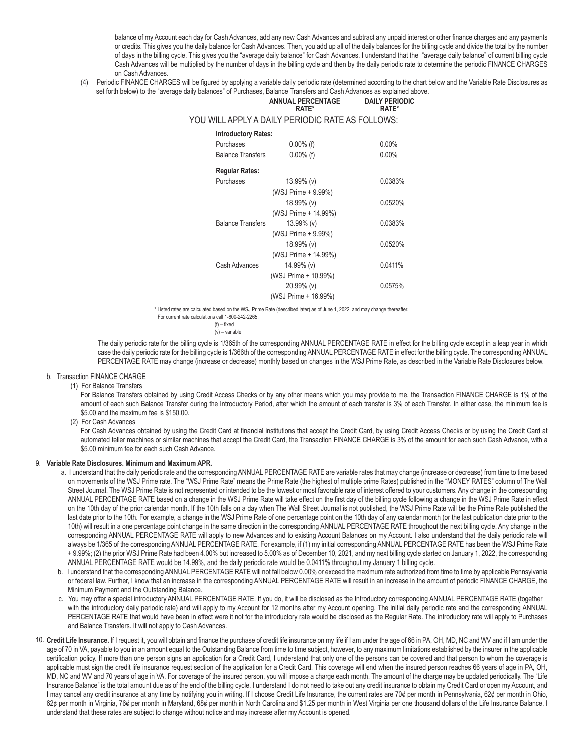balance of my Account each day for Cash Advances, add any new Cash Advances and subtract any unpaid interest or other finance charges and any payments or credits. This gives you the daily balance for Cash Advances. Then, you add up all of the daily balances for the billing cycle and divide the total by the number of days in the billing cycle. This gives you the "average daily balance" for Cash Advances. I understand that the "average daily balance" of current billing cycle Cash Advances will be multiplied by the number of days in the billing cycle and then by the daily periodic rate to determine the periodic FINANCE CHARGES on Cash Advances.

(4) Periodic FINANCE CHARGES will be figured by applying a variable daily periodic rate (determined according to the chart below and the Variable Rate Disclosures as set forth below) to the "average daily balances" of Purchases, Balance Transfers and Cash Advances as explained above.

YOU WILL APPLY A DAILY PERIODIC RATE AS FOLLOWS:

| | ANNUAL PERCENTAGE RATE* | DAILY PERIODIC RATE* |
|---|---|---|
| **Introductory Rates:** | | |
| Purchases | 0.00% (f) | 0.00% |
| Balance Transfers | 0.00% (f) | 0.00% |
| **Regular Rates:** | | |
| Purchases | 13.99% (v) (WSJ Prime + 9.99%) | 0.0383% |
| | 18.99% (v) (WSJ Prime + 14.99%) | 0.0520% |
| Balance Transfers | 13.99% (v) (WSJ Prime + 9.99%) | 0.0383% |
| | 18.99% (v) (WSJ Prime + 14.99%) | 0.0520% |
| Cash Advances | 14.99% (v) (WSJ Prime + 10.99%) | 0.0411% |
| | 20.99% (v) (WSJ Prime + 16.99%) | 0.0575% |

\* Listed rates are calculated based on the WSJ Prime Rate (described later) as of June 1, 2022 and may change thereafter. For current rate calculations call 1-800-242-2265.

(f) – fixed
(v) – variable

The daily periodic rate for the billing cycle is 1/365th of the corresponding ANNUAL PERCENTAGE RATE in effect for the billing cycle except in a leap year in which case the daily periodic rate for the billing cycle is 1/366th of the corresponding ANNUAL PERCENTAGE RATE in effect for the billing cycle. The corresponding ANNUAL PERCENTAGE RATE may change (increase or decrease) monthly based on changes in the WSJ Prime Rate, as described in the Variable Rate Disclosures below.

b. Transaction FINANCE CHARGE

(1) For Balance Transfers

For Balance Transfers obtained by using Credit Access Checks or by any other means which you may provide to me, the Transaction FINANCE CHARGE is 1% of the amount of each such Balance Transfer during the Introductory Period, after which the amount of each transfer is 3% of each Transfer. In either case, the minimum fee is $5.00 and the maximum fee is $150.00.

(2) For Cash Advances

For Cash Advances obtained by using the Credit Card at financial institutions that accept the Credit Card, by using Credit Access Checks or by using the Credit Card at automated teller machines or similar machines that accept the Credit Card, the Transaction FINANCE CHARGE is 3% of the amount for each such Cash Advance, with a $5.00 minimum fee for each such Cash Advance.

9. **Variable Rate Disclosures. Minimum and Maximum APR.**

a. I understand that the daily periodic rate and the corresponding ANNUAL PERCENTAGE RATE are variable rates that may change (increase or decrease) from time to time based on movements of the WSJ Prime rate. The "WSJ Prime Rate" means the Prime Rate (the highest of multiple prime Rates) published in the "MONEY RATES" column of The Wall Street Journal. The WSJ Prime Rate is not represented or intended to be the lowest or most favorable rate of interest offered to your customers. Any change in the corresponding ANNUAL PERCENTAGE RATE based on a change in the WSJ Prime Rate will take effect on the first day of the billing cycle following a change in the WSJ Prime Rate in effect on the 10th day of the prior calendar month. If the 10th falls on a day when The Wall Street Journal is not published, the WSJ Prime Rate will be the Prime Rate published the last date prior to the 10th. For example, a change in the WSJ Prime Rate of one percentage point on the 10th day of any calendar month (or the last publication date prior to the 10th) will result in a one percentage point change in the same direction in the corresponding ANNUAL PERCENTAGE RATE throughout the next billing cycle. Any change in the corresponding ANNUAL PERCENTAGE RATE will apply to new Advances and to existing Account Balances on my Account. I also understand that the daily periodic rate will always be 1/365 of the corresponding ANNUAL PERCENTAGE RATE. For example, if (1) my initial corresponding ANNUAL PERCENTAGE RATE has been the WSJ Prime Rate + 9.99%; (2) the prior WSJ Prime Rate had been 4.00% but increased to 5.00% as of December 10, 2021, and my next billing cycle started on January 1, 2022, the corresponding ANNUAL PERCENTAGE RATE would be 14.99%, and the daily periodic rate would be 0.0411% throughout my January 1 billing cycle.

b. I understand that the corresponding ANNUAL PERCENTAGE RATE will not fall below 0.00% or exceed the maximum rate authorized from time to time by applicable Pennsylvania or federal law. Further, I know that an increase in the corresponding ANNUAL PERCENTAGE RATE will result in an increase in the amount of periodic FINANCE CHARGE, the Minimum Payment and the Outstanding Balance.

c. You may offer a special introductory ANNUAL PERCENTAGE RATE. If you do, it will be disclosed as the Introductory corresponding ANNUAL PERCENTAGE RATE (together with the introductory daily periodic rate) and will apply to my Account for 12 months after my Account opening. The initial daily periodic rate and the corresponding ANNUAL PERCENTAGE RATE that would have been in effect were it not for the introductory rate would be disclosed as the Regular Rate. The introductory rate will apply to Purchases and Balance Transfers. It will not apply to Cash Advances.

10. **Credit Life Insurance.** If I request it, you will obtain and finance the purchase of credit life insurance on my life if I am under the age of 66 in PA, OH, MD, NC and WV and if I am under the age of 70 in VA, payable to you in an amount equal to the Outstanding Balance from time to time subject, however, to any maximum limitations established by the insurer in the applicable certification policy. If more than one person signs an application for a Credit Card, I understand that only one of the persons can be covered and that person to whom the coverage is applicable must sign the credit life insurance request section of the application for a Credit Card. This coverage will end when the insured person reaches 66 years of age in PA, OH, MD, NC and WV and 70 years of age in VA. For coverage of the insured person, you will impose a charge each month. The amount of the charge may be updated periodically. The "Life Insurance Balance" is the total amount due as of the end of the billing cycle. I understand I do not need to take out any credit insurance to obtain my Credit Card or open my Account, and I may cancel any credit insurance at any time by notifying you in writing. If I choose Credit Life Insurance, the current rates are 70¢ per month in Pennsylvania, 62¢ per month in Ohio, 62¢ per month in Virginia, 76¢ per month in Maryland, 68¢ per month in North Carolina and $1.25 per month in West Virginia per one thousand dollars of the Life Insurance Balance. I understand that these rates are subject to change without notice and may increase after my Account is opened.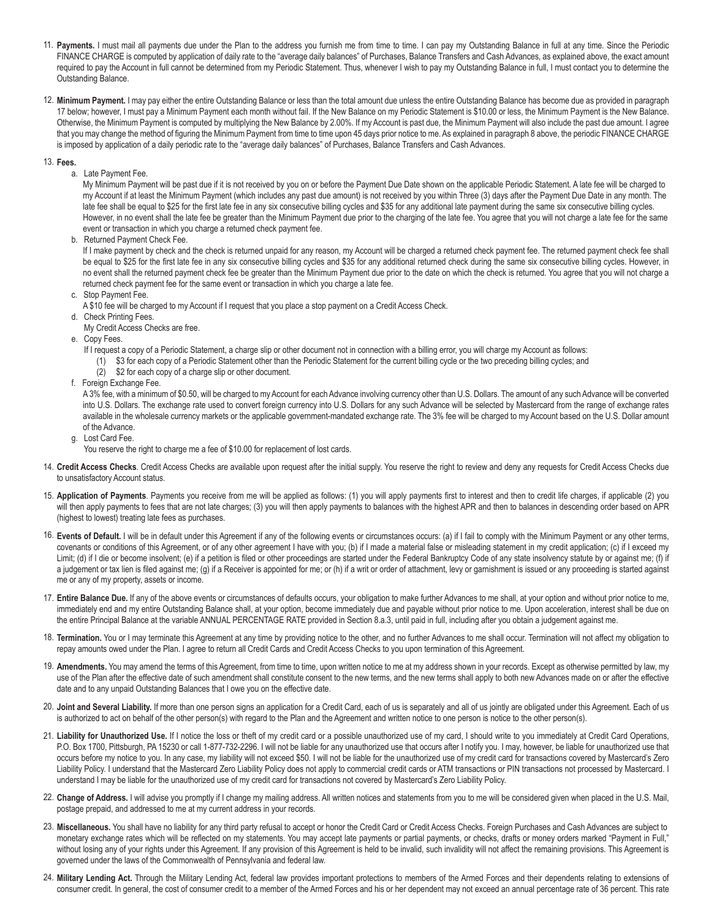11. **Payments.** I must mail all payments due under the Plan to the address you furnish me from time to time. I can pay my Outstanding Balance in full at any time. Since the Periodic FINANCE CHARGE is computed by application of daily rate to the "average daily balances" of Purchases, Balance Transfers and Cash Advances, as explained above, the exact amount required to pay the Account in full cannot be determined from my Periodic Statement. Thus, whenever I wish to pay my Outstanding Balance in full, I must contact you to determine the Outstanding Balance.

12. **Minimum Payment.** I may pay either the entire Outstanding Balance or less than the total amount due unless the entire Outstanding Balance has become due as provided in paragraph 17 below; however, I must pay a Minimum Payment each month without fail. If the New Balance on my Periodic Statement is $10.00 or less, the Minimum Payment is the New Balance. Otherwise, the Minimum Payment is computed by multiplying the New Balance by 2.00%. If my Account is past due, the Minimum Payment will also include the past due amount. I agree that you may change the method of figuring the Minimum Payment from time to time upon 45 days prior notice to me. As explained in paragraph 8 above, the periodic FINANCE CHARGE is imposed by application of a daily periodic rate to the "average daily balances" of Purchases, Balance Transfers and Cash Advances.

13. **Fees.**
    a. Late Payment Fee.
    My Minimum Payment will be past due if it is not received by you on or before the Payment Due Date shown on the applicable Periodic Statement. A late fee will be charged to my Account if at least the Minimum Payment (which includes any past due amount) is not received by you within Three (3) days after the Payment Due Date in any month. The late fee shall be equal to $25 for the first late fee in any six consecutive billing cycles and $35 for any additional late payment during the same six consecutive billing cycles. However, in no event shall the late fee be greater than the Minimum Payment due prior to the charging of the late fee. You agree that you will not charge a late fee for the same event or transaction in which you charge a returned check payment fee.
    b. Returned Payment Check Fee.
    If I make payment by check and the check is returned unpaid for any reason, my Account will be charged a returned check payment fee. The returned payment check fee shall be equal to $25 for the first late fee in any six consecutive billing cycles and $35 for any additional returned check during the same six consecutive billing cycles. However, in no event shall the returned payment check fee be greater than the Minimum Payment due prior to the date on which the check is returned. You agree that you will not charge a returned check payment fee for the same event or transaction in which you charge a late fee.
    c. Stop Payment Fee.
    A $10 fee will be charged to my Account if I request that you place a stop payment on a Credit Access Check.
    d. Check Printing Fees.
    My Credit Access Checks are free.
    e. Copy Fees.
    If I request a copy of a Periodic Statement, a charge slip or other document not in connection with a billing error, you will charge my Account as follows:
        (1) $3 for each copy of a Periodic Statement other than the Periodic Statement for the current billing cycle or the two preceding billing cycles; and
        (2) $2 for each copy of a charge slip or other document.
    f. Foreign Exchange Fee.
    A 3% fee, with a minimum of $0.50, will be charged to my Account for each Advance involving currency other than U.S. Dollars. The amount of any such Advance will be converted into U.S. Dollars. The exchange rate used to convert foreign currency into U.S. Dollars for any such Advance will be selected by Mastercard from the range of exchange rates available in the wholesale currency markets or the applicable government-mandated exchange rate. The 3% fee will be charged to my Account based on the U.S. Dollar amount of the Advance.
    g. Lost Card Fee.
    You reserve the right to charge me a fee of $10.00 for replacement of lost cards.

14. **Credit Access Checks**. Credit Access Checks are available upon request after the initial supply. You reserve the right to review and deny any requests for Credit Access Checks due to unsatisfactory Account status.

15. **Application of Payments**. Payments you receive from me will be applied as follows: (1) you will apply payments first to interest and then to credit life charges, if applicable (2) you will then apply payments to fees that are not late charges; (3) you will then apply payments to balances with the highest APR and then to balances in descending order based on APR (highest to lowest) treating late fees as purchases.

16. **Events of Default.** I will be in default under this Agreement if any of the following events or circumstances occurs: (a) if I fail to comply with the Minimum Payment or any other terms, covenants or conditions of this Agreement, or of any other agreement I have with you; (b) if I made a material false or misleading statement in my credit application; (c) if I exceed my Limit; (d) if I die or become insolvent; (e) if a petition is filed or other proceedings are started under the Federal Bankruptcy Code of any state insolvency statute by or against me; (f) if a judgement or tax lien is filed against me; (g) if a Receiver is appointed for me; or (h) if a writ or order of attachment, levy or garnishment is issued or any proceeding is started against me or any of my property, assets or income.

17. **Entire Balance Due.** If any of the above events or circumstances of defaults occurs, your obligation to make further Advances to me shall, at your option and without prior notice to me, immediately end and my entire Outstanding Balance shall, at your option, become immediately due and payable without prior notice to me. Upon acceleration, interest shall be due on the entire Principal Balance at the variable ANNUAL PERCENTAGE RATE provided in Section 8.a.3, until paid in full, including after you obtain a judgement against me.

18. **Termination.** You or I may terminate this Agreement at any time by providing notice to the other, and no further Advances to me shall occur. Termination will not affect my obligation to repay amounts owed under the Plan. I agree to return all Credit Cards and Credit Access Checks to you upon termination of this Agreement.

19. **Amendments.** You may amend the terms of this Agreement, from time to time, upon written notice to me at my address shown in your records. Except as otherwise permitted by law, my use of the Plan after the effective date of such amendment shall constitute consent to the new terms, and the new terms shall apply to both new Advances made on or after the effective date and to any unpaid Outstanding Balances that I owe you on the effective date.

20. **Joint and Several Liability.** If more than one person signs an application for a Credit Card, each of us is separately and all of us jointly are obligated under this Agreement. Each of us is authorized to act on behalf of the other person(s) with regard to the Plan and the Agreement and written notice to one person is notice to the other person(s).

21. **Liability for Unauthorized Use.** If I notice the loss or theft of my credit card or a possible unauthorized use of my card, I should write to you immediately at Credit Card Operations, P.O. Box 1700, Pittsburgh, PA 15230 or call 1-877-732-2296. I will not be liable for any unauthorized use that occurs after I notify you. I may, however, be liable for unauthorized use that occurs before my notice to you. In any case, my liability will not exceed $50. I will not be liable for the unauthorized use of my credit card for transactions covered by Mastercard's Zero Liability Policy. I understand that the Mastercard Zero Liability Policy does not apply to commercial credit cards or ATM transactions or PIN transactions not processed by Mastercard. I understand I may be liable for the unauthorized use of my credit card for transactions not covered by Mastercard's Zero Liability Policy.

22. **Change of Address.** I will advise you promptly if I change my mailing address. All written notices and statements from you to me will be considered given when placed in the U.S. Mail, postage prepaid, and addressed to me at my current address in your records.

23. **Miscellaneous.** You shall have no liability for any third party refusal to accept or honor the Credit Card or Credit Access Checks. Foreign Purchases and Cash Advances are subject to monetary exchange rates which will be reflected on my statements. You may accept late payments or partial payments, or checks, drafts or money orders marked "Payment in Full," without losing any of your rights under this Agreement. If any provision of this Agreement is held to be invalid, such invalidity will not affect the remaining provisions. This Agreement is governed under the laws of the Commonwealth of Pennsylvania and federal law.

24. **Military Lending Act.** Through the Military Lending Act, federal law provides important protections to members of the Armed Forces and their dependents relating to extensions of consumer credit. In general, the cost of consumer credit to a member of the Armed Forces and his or her dependent may not exceed an annual percentage rate of 36 percent. This rate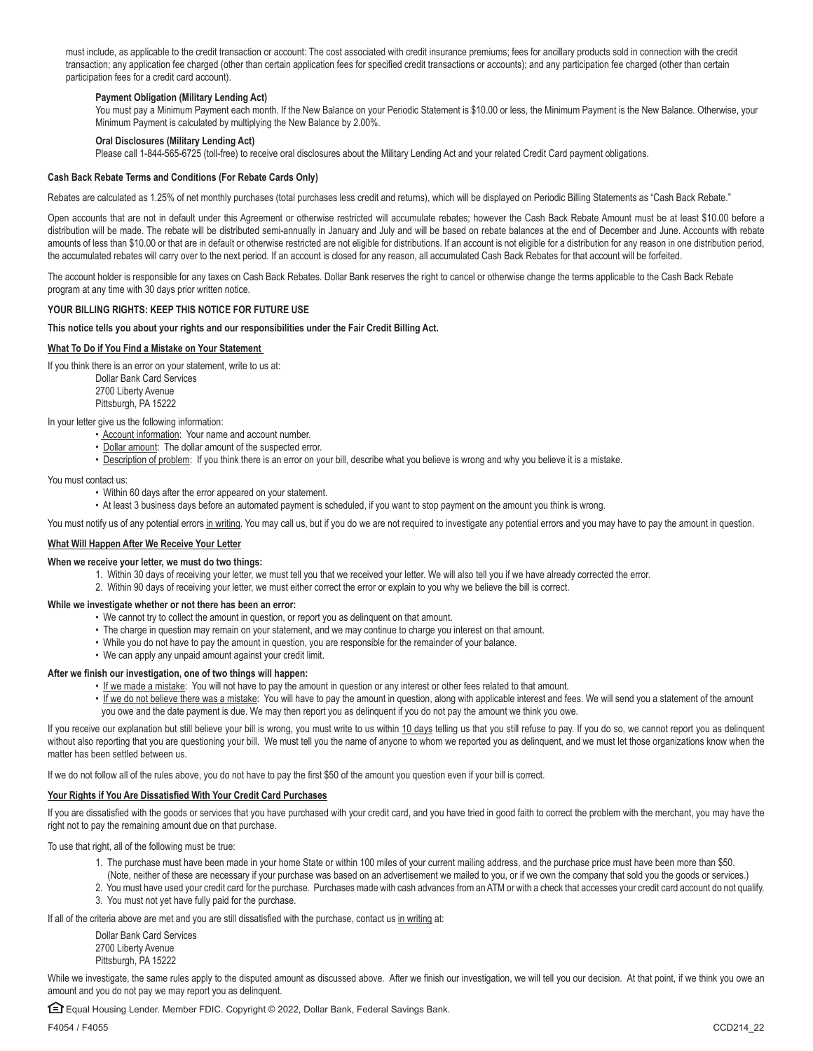must include, as applicable to the credit transaction or account: The cost associated with credit insurance premiums; fees for ancillary products sold in connection with the credit transaction; any application fee charged (other than certain application fees for specified credit transactions or accounts); and any participation fee charged (other than certain participation fees for a credit card account).

**Payment Obligation (Military Lending Act)**

You must pay a Minimum Payment each month. If the New Balance on your Periodic Statement is $10.00 or less, the Minimum Payment is the New Balance. Otherwise, your Minimum Payment is calculated by multiplying the New Balance by 2.00%.

**Oral Disclosures (Military Lending Act)**

Please call 1-844-565-6725 (toll-free) to receive oral disclosures about the Military Lending Act and your related Credit Card payment obligations.

**Cash Back Rebate Terms and Conditions (For Rebate Cards Only)**

Rebates are calculated as 1.25% of net monthly purchases (total purchases less credit and returns), which will be displayed on Periodic Billing Statements as "Cash Back Rebate."

Open accounts that are not in default under this Agreement or otherwise restricted will accumulate rebates; however the Cash Back Rebate Amount must be at least $10.00 before a distribution will be made. The rebate will be distributed semi-annually in January and July and will be based on rebate balances at the end of December and June. Accounts with rebate amounts of less than $10.00 or that are in default or otherwise restricted are not eligible for distributions. If an account is not eligible for a distribution for any reason in one distribution period, the accumulated rebates will carry over to the next period. If an account is closed for any reason, all accumulated Cash Back Rebates for that account will be forfeited.

The account holder is responsible for any taxes on Cash Back Rebates. Dollar Bank reserves the right to cancel or otherwise change the terms applicable to the Cash Back Rebate program at any time with 30 days prior written notice.

**YOUR BILLING RIGHTS: KEEP THIS NOTICE FOR FUTURE USE**

**This notice tells you about your rights and our responsibilities under the Fair Credit Billing Act.**

**What To Do if You Find a Mistake on Your Statement**

If you think there is an error on your statement, write to us at:

Dollar Bank Card Services
2700 Liberty Avenue
Pittsburgh, PA 15222

In your letter give us the following information:

- Account information: Your name and account number.
- Dollar amount: The dollar amount of the suspected error.
- Description of problem: If you think there is an error on your bill, describe what you believe is wrong and why you believe it is a mistake.

You must contact us:

- Within 60 days after the error appeared on your statement.
- At least 3 business days before an automated payment is scheduled, if you want to stop payment on the amount you think is wrong.

You must notify us of any potential errors in writing. You may call us, but if you do we are not required to investigate any potential errors and you may have to pay the amount in question.

**What Will Happen After We Receive Your Letter**

**When we receive your letter, we must do two things:**

1. Within 30 days of receiving your letter, we must tell you that we received your letter. We will also tell you if we have already corrected the error.
2. Within 90 days of receiving your letter, we must either correct the error or explain to you why we believe the bill is correct.

**While we investigate whether or not there has been an error:**

- We cannot try to collect the amount in question, or report you as delinquent on that amount.
- The charge in question may remain on your statement, and we may continue to charge you interest on that amount.
- While you do not have to pay the amount in question, you are responsible for the remainder of your balance.
- We can apply any unpaid amount against your credit limit.

**After we finish our investigation, one of two things will happen:**

- If we made a mistake: You will not have to pay the amount in question or any interest or other fees related to that amount.
- If we do not believe there was a mistake: You will have to pay the amount in question, along with applicable interest and fees. We will send you a statement of the amount you owe and the date payment is due. We may then report you as delinquent if you do not pay the amount we think you owe.

If you receive our explanation but still believe your bill is wrong, you must write to us within 10 days telling us that you still refuse to pay. If you do so, we cannot report you as delinquent without also reporting that you are questioning your bill. We must tell you the name of anyone to whom we reported you as delinquent, and we must let those organizations know when the matter has been settled between us.

If we do not follow all of the rules above, you do not have to pay the first $50 of the amount you question even if your bill is correct.

**Your Rights if You Are Dissatisfied With Your Credit Card Purchases**

If you are dissatisfied with the goods or services that you have purchased with your credit card, and you have tried in good faith to correct the problem with the merchant, you may have the right not to pay the remaining amount due on that purchase.

To use that right, all of the following must be true:

1. The purchase must have been made in your home State or within 100 miles of your current mailing address, and the purchase price must have been more than $50. (Note, neither of these are necessary if your purchase was based on an advertisement we mailed to you, or if we own the company that sold you the goods or services.)
2. You must have used your credit card for the purchase. Purchases made with cash advances from an ATM or with a check that accesses your credit card account do not qualify.
3. You must not yet have fully paid for the purchase.

If all of the criteria above are met and you are still dissatisfied with the purchase, contact us in writing at:

Dollar Bank Card Services
2700 Liberty Avenue
Pittsburgh, PA 15222

While we investigate, the same rules apply to the disputed amount as discussed above. After we finish our investigation, we will tell you our decision. At that point, if we think you owe an amount and you do not pay we may report you as delinquent.

Equal Housing Lender. Member FDIC. Copyright © 2022, Dollar Bank, Federal Savings Bank.

F4054 / F4055 CCD214_22